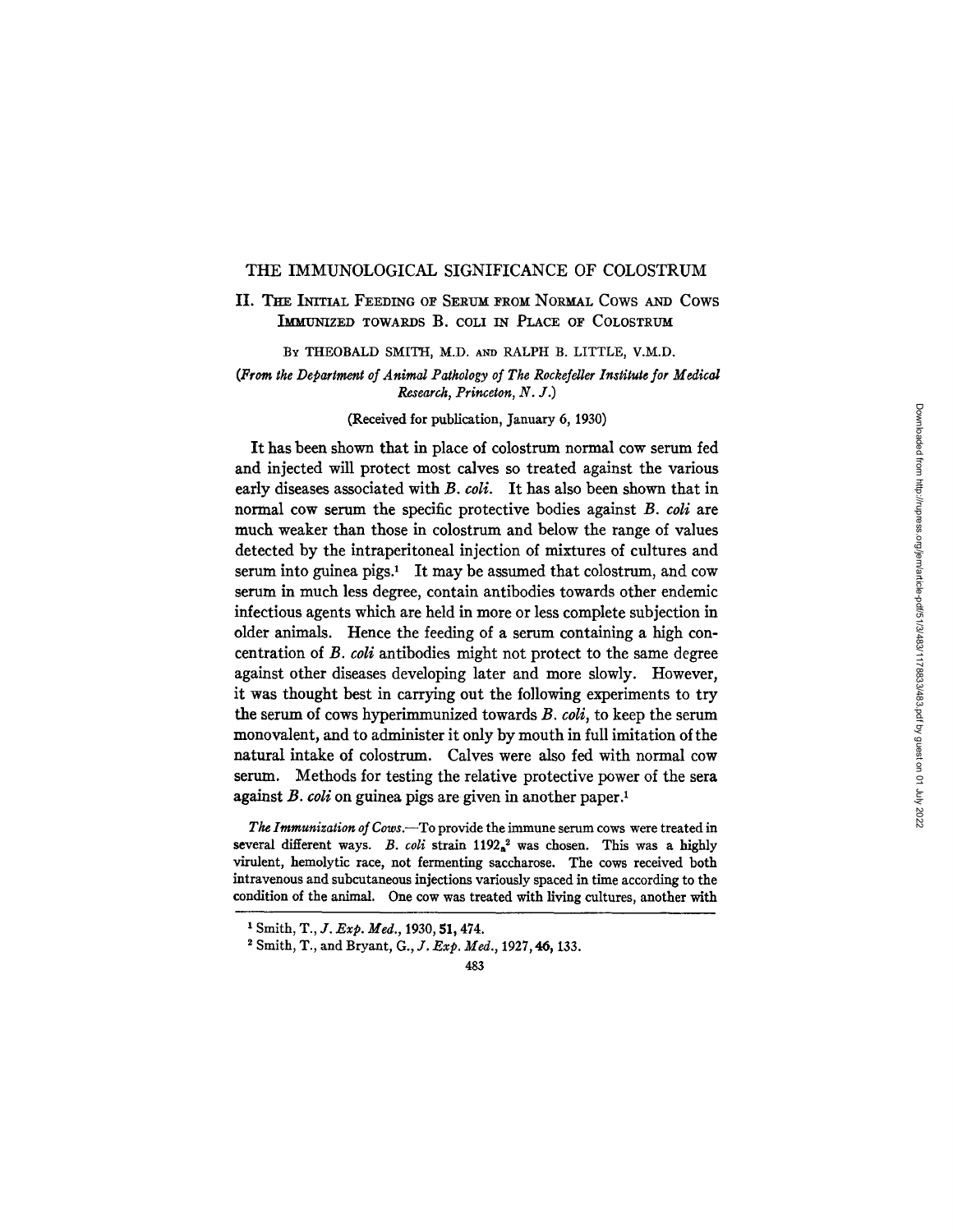# THE IMMUNOLOGICAL SIGNIFICANCE OF COLOSTRUM

## II. The Initial Feeding of Serum from Normal Cows and Cows Immunized towards B. coli in Place of Colostrum

By THEOBALD SMITH, M.D. and RALPH B. LITTLE, V.M.D.

*(From the Department of Animal Pathology of The Rockefeller Institute for Medical Research, Princeton, N. J.)*

(Received for publication, January 6, 1930)

It has been shown that in place of colostrum normal cow serum fed and injected will protect most calves so treated against the various early diseases associated with *B. coli*. It has also been shown that in normal cow serum the specific protective bodies against *B. coli* are much weaker than those in colostrum and below the range of values detected by the intraperitoneal injection of mixtures of cultures and serum into guinea pigs.[1] It may be assumed that colostrum, and cow serum in much less degree, contain antibodies towards other endemic infectious agents which are held in more or less complete subjection in older animals. Hence the feeding of a serum containing a high concentration of *B. coli* antibodies might not protect to the same degree against other diseases developing later and more slowly. However, it was thought best in carrying out the following experiments to try the serum of cows hyperimmunized towards *B. coli*, to keep the serum monovalent, and to administer it only by mouth in full imitation of the natural intake of colostrum. Calves were also fed with normal cow serum. Methods for testing the relative protective power of the sera against *B. coli* on guinea pigs are given in another paper.[1]

*The Immunization of Cows.*—To provide the immune serum cows were treated in several different ways. *B. coli* strain $1192_a$[2] was chosen. This was a highly virulent, hemolytic race, not fermenting saccharose. The cows received both intravenous and subcutaneous injections variously spaced in time according to the condition of the animal. One cow was treated with living cultures, another with

---

[1] Smith, T., *J. Exp. Med.*, 1930, **51**, 474.

[2] Smith, T., and Bryant, G., *J. Exp. Med.*, 1927, **46**, 133.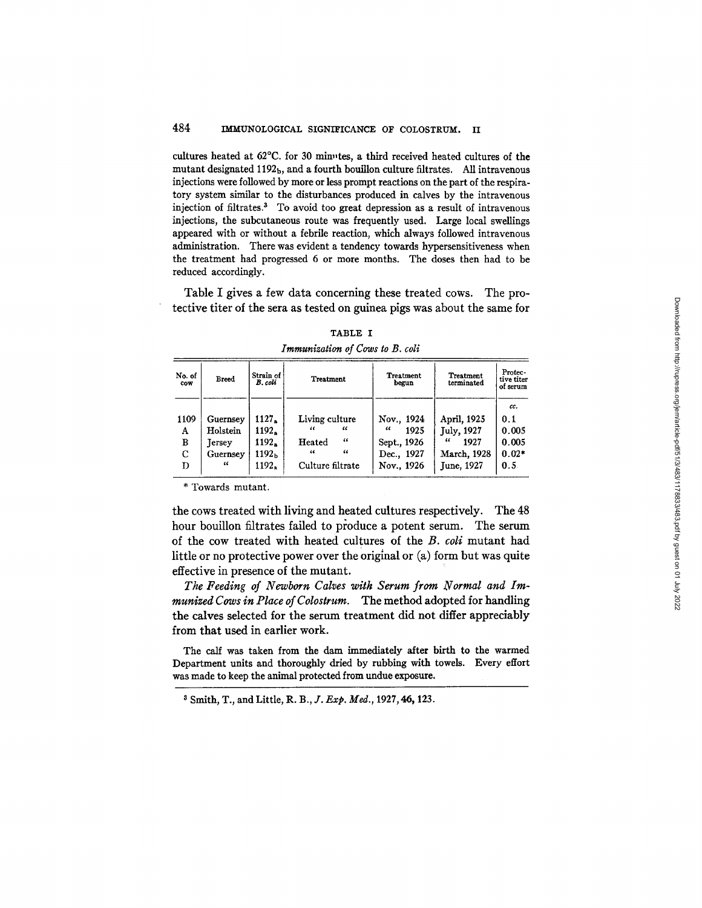cultures heated at 62°C. for 30 minutes, a third received heated cultures of the mutant designated $1192_b$, and a fourth bouillon culture filtrates. All intravenous injections were followed by more or less prompt reactions on the part of the respiratory system similar to the disturbances produced in calves by the intravenous injection of filtrates.[3] To avoid too great depression as a result of intravenous injections, the subcutaneous route was frequently used. Large local swellings appeared with or without a febrile reaction, which always followed intravenous administration. There was evident a tendency towards hypersensitiveness when the treatment had progressed 6 or more months. The doses then had to be reduced accordingly.

Table I gives a few data concerning these treated cows. The protective titer of the sera as tested on guinea pigs was about the same for

TABLE I

*Immunization of Cows to B. coli*

| No. of cow | Breed | Strain of *B. coli* | Treatment | Treatment begun | Treatment terminated | Protective titer of serum |
|---|---|---|---|---|---|---|
| | | | | | | *cc.* |
| 1109 | Guernsey | $1127_a$ | Living culture | Nov., 1924 | April, 1925 | 0.1 |
| A | Holstein | $1192_a$ | " " | " 1925 | July, 1927 | 0.005 |
| B | Jersey | $1192_a$ | Heated " | Sept., 1926 | " 1927 | 0.005 |
| C | Guernsey | $1192_b$ | " " | Dec., 1927 | March, 1928 | 0.02* |
| D | " | $1192_a$ | Culture filtrate | Nov., 1926 | June, 1927 | 0.5 |

\* Towards mutant.

the cows treated with living and heated cultures respectively. The 48 hour bouillon filtrates failed to produce a potent serum. The serum of the cow treated with heated cultures of the *B. coli* mutant had little or no protective power over the original or (a) form but was quite effective in presence of the mutant.

*The Feeding of Newborn Calves with Serum from Normal and Immunized Cows in Place of Colostrum.* The method adopted for handling the calves selected for the serum treatment did not differ appreciably from that used in earlier work.

The calf was taken from the dam immediately after birth to the warmed Department units and thoroughly dried by rubbing with towels. Every effort was made to keep the animal protected from undue exposure.

[3] Smith, T., and Little, R. B., *J. Exp. Med.*, 1927, **46**, 123.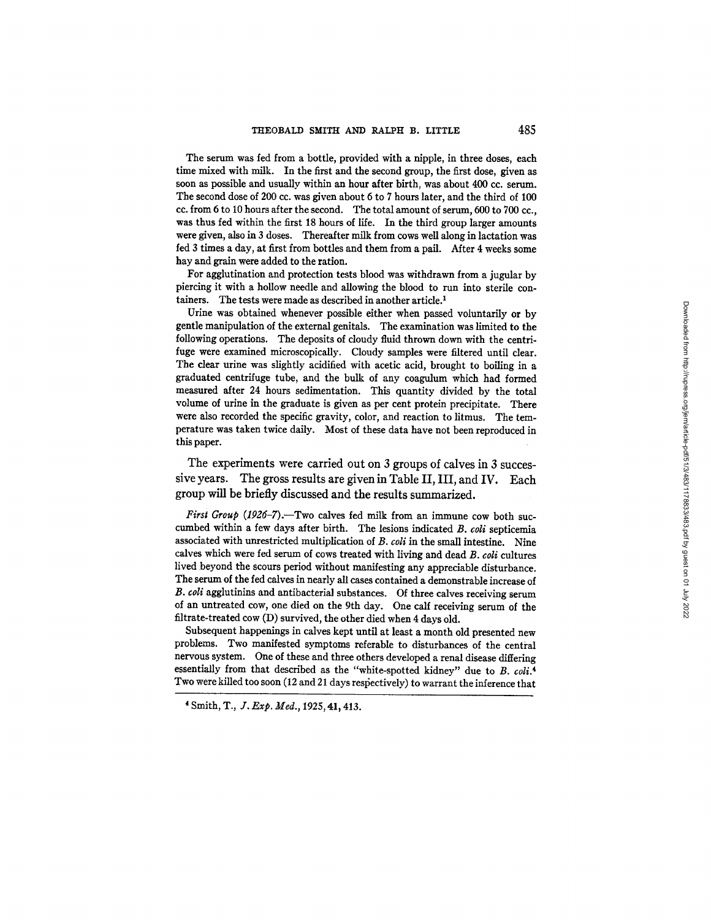The serum was fed from a bottle, provided with a nipple, in three doses, each time mixed with milk. In the first and the second group, the first dose, given as soon as possible and usually within an hour after birth, was about 400 cc. serum. The second dose of 200 cc. was given about 6 to 7 hours later, and the third of 100 cc. from 6 to 10 hours after the second. The total amount of serum, 600 to 700 cc., was thus fed within the first 18 hours of life. In the third group larger amounts were given, also in 3 doses. Thereafter milk from cows well along in lactation was fed 3 times a day, at first from bottles and them from a pail. After 4 weeks some hay and grain were added to the ration.

For agglutination and protection tests blood was withdrawn from a jugular by piercing it with a hollow needle and allowing the blood to run into sterile containers. The tests were made as described in another article.[1]

Urine was obtained whenever possible either when passed voluntarily or by gentle manipulation of the external genitals. The examination was limited to the following operations. The deposits of cloudy fluid thrown down with the centrifuge were examined microscopically. Cloudy samples were filtered until clear. The clear urine was slightly acidified with acetic acid, brought to boiling in a graduated centrifuge tube, and the bulk of any coagulum which had formed measured after 24 hours sedimentation. This quantity divided by the total volume of urine in the graduate is given as per cent protein precipitate. There were also recorded the specific gravity, color, and reaction to litmus. The temperature was taken twice daily. Most of these data have not been reproduced in this paper.

The experiments were carried out on 3 groups of calves in 3 successive years. The gross results are given in Table II, III, and IV. Each group will be briefly discussed and the results summarized.

*First Group (1926–7).*—Two calves fed milk from an immune cow both succumbed within a few days after birth. The lesions indicated *B. coli* septicemia associated with unrestricted multiplication of *B. coli* in the small intestine. Nine calves which were fed serum of cows treated with living and dead *B. coli* cultures lived beyond the scours period without manifesting any appreciable disturbance. The serum of the fed calves in nearly all cases contained a demonstrable increase of *B. coli* agglutinins and antibacterial substances. Of three calves receiving serum of an untreated cow, one died on the 9th day. One calf receiving serum of the filtrate-treated cow (D) survived, the other died when 4 days old.

Subsequent happenings in calves kept until at least a month old presented new problems. Two manifested symptoms referable to disturbances of the central nervous system. One of these and three others developed a renal disease differing essentially from that described as the "white-spotted kidney" due to *B. coli*.[4] Two were killed too soon (12 and 21 days respectively) to warrant the inference that

[4] Smith, T., *J. Exp. Med.*, 1925, **41**, 413.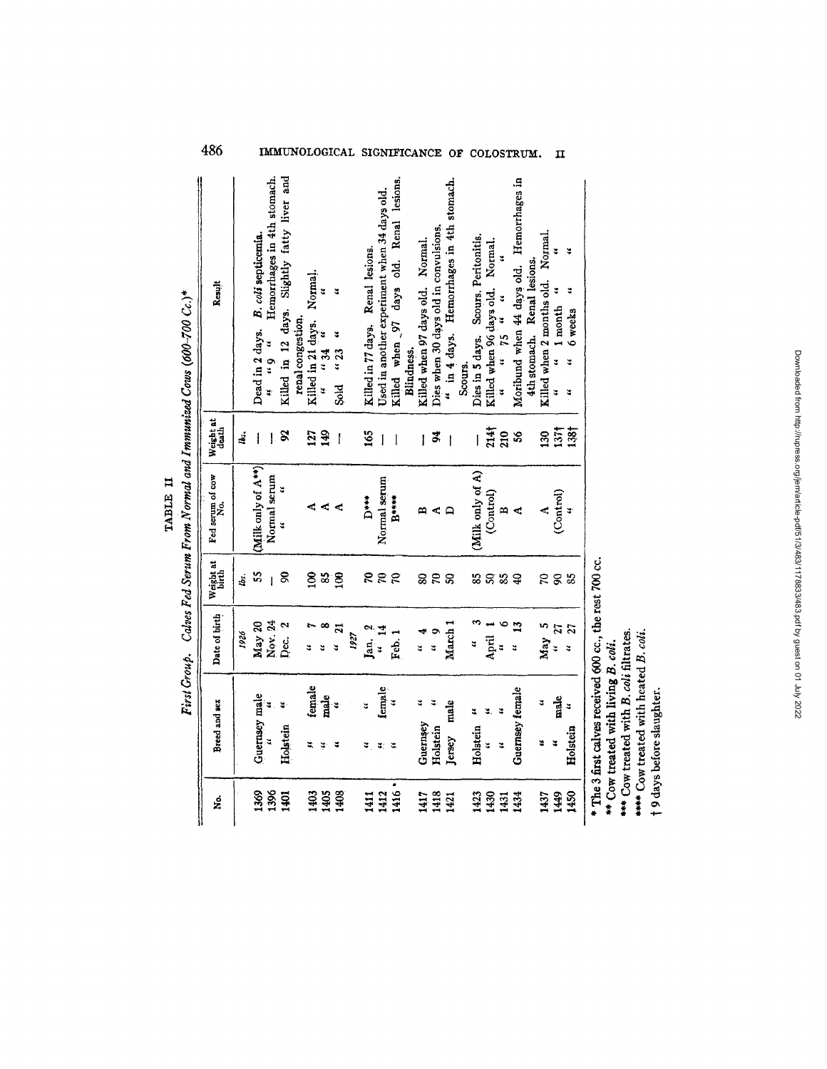TABLE II

*First Group. Calves Fed Serum From Normal and Immunized Cows (600–700 Cc.)**

| No. | Breed and sex | Date of birth | Weight at birth | Fed serum of cow No. | Weight at death | Result |
|---|---|---|---|---|---|---|
| | | *1926* | *lbs.* | | *lbs.* | |
| 1369 | Guernsey male | May 20 | 55 | (Milk only of A**) | — | Dead in 2 days. *B. coli* septicemia. |
| 1396 | " " | Nov. 24 | — | Normal serum | — | " " 9 " Hemorrhages in 4th stomach. |
| 1401 | Holstein " | Dec. 2 | 90 | " " | 92 | Killed in 12 days. Slightly fatty liver and renal congestion. |
| 1403 | " female | " 7 | 100 | A | 127 | Killed in 21 days. Normal. |
| 1405 | " male | " 8 | 85 | A | 149 | " " 34 " " |
| 1408 | " " | " 21 | 100 | A | — | Sold " 23 " " |
| | | *1927* | | | | |
| 1411 | " " | Jan. 2 | 70 | D*** | 165 | Killed in 77 days. Renal lesions. |
| 1412 | " female | " 14 | 70 | Normal serum | — | Used in another experiment when 34 days old. |
| 1416 | " " | Feb. 1 | 70 | B**** | — | Killed when 97 days old. Renal lesions. Blindness. |
| 1417 | Guernsey " | " 4 | 80 | B | — | Killed when 97 days old. Normal. |
| 1418 | Holstein " | " 9 | 70 | A | 94 | Dies when 30 days old in convulsions. |
| 1421 | Jersey male | March 1 | 50 | D | — | " in 4 days. Hemorrhages in 4th stomach. Scours. |
| 1423 | Holstein " | " 3 | 85 | (Milk only of A) | — | Dies in 5 days. Scours. Peritonitis. |
| 1430 | " " | April 1 | 50 | (Control) | 214† | Killed when 96 days old. Normal. |
| 1431 | " " | " 6 | 85 | B | 210 | " " 75 " " " |
| 1434 | Guernsey female | " 13 | 40 | A | 56 | Moribund when 44 days old. Hemorrhages in 4th stomach. Renal lesions. |
| 1437 | " " | May 5 | 70 | A | 130 | Killed when 2 months old. Normal. |
| 1449 | " male | " 27 | 90 | (Control) | 137† | " " 1 month " " |
| 1450 | Holstein " | " 27 | 85 | " | 138† | " " 6 weeks " " |

\* The 3 first calves received 600 cc., the rest 700 cc.

\*\* Cow treated with living *B. coli*.

\*\*\* Cow treated with *B. coli* filtrates.

\*\*\*\* Cow treated with heated *B. coli*.

† 9 days before slaughter.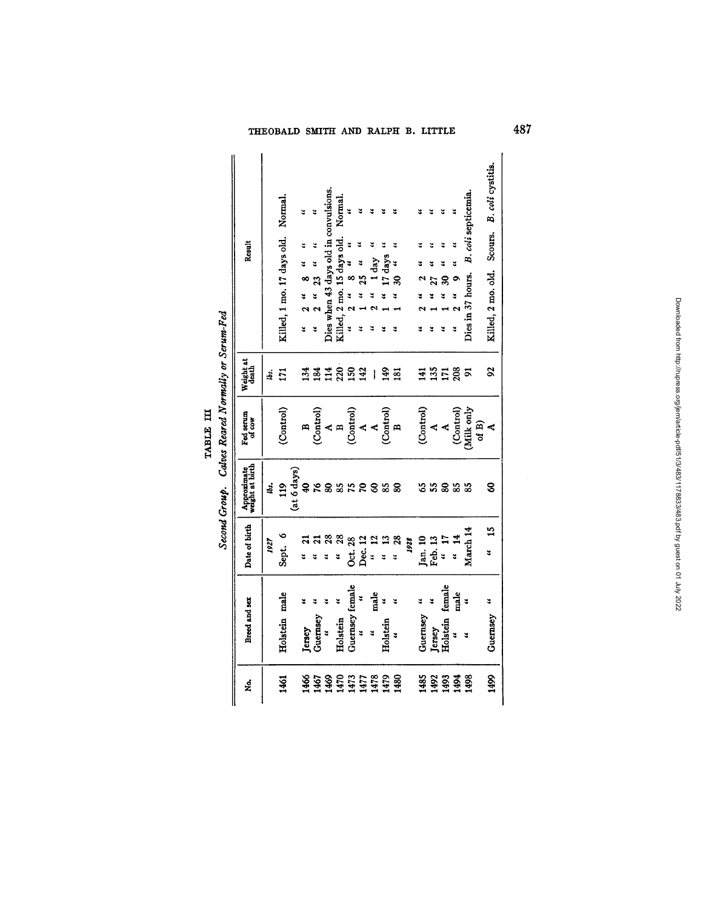TABLE III

*Second Group. Calves Reared Normally or Serum-Fed*

| No. | Breed and sex | Date of birth | Approximate weight at birth | Fed serum of cow | Weight at death | Result |
|---|---|---|---|---|---|---|
| | | *1927* | *lbs.* | | *lbs.* | |
| 1461 | Holstein male | Sept. 6 | 119 (at 6 days) | (Control) | 171 | Killed, 1 mo. 17 days old. Normal. |
| 1466 | Jersey " | " 21 | 40 | B | 134 | " 2 " 8 " " " " |
| 1467 | Guernsey " | " 21 | 76 | (Control) | 184 | " 2 " 23 " " " " |
| 1469 | " " | " 28 | 80 | A | 114 | Dies when 43 days old in convulsions. |
| 1470 | Holstein " | " 28 | 85 | B | 220 | Killed, 2 mo. 15 days old. Normal. |
| 1473 | Guernsey female | Oct. 28 | 75 | (Control) | 150 | " 2 " 8 " " " " |
| 1477 | " " | Dec. 12 | 70 | A | 142 | " 1 " 25 " " " " |
| 1478 | " male | " 12 | 60 | A | — | " 2 " 1 day " " |
| 1479 | Holstein " | " 13 | 85 | (Control) | 149 | " 1 " 17 days " " |
| 1480 | " " | " 28 | 80 | B | 181 | " 1 " 30 " " " |
| | | *1928* | | | | |
| 1485 | Guernsey " | Jan. 10 | 65 | (Control) | 141 | " 2 " 2 " " " " |
| 1492 | Jersey " | Feb. 13 | 55 | A | 135 | " 1 " 27 " " " " |
| 1493 | Holstein female | " 17 | 80 | A | 171 | " 1 " 30 " " " " |
| 1494 | " male | " 14 | 85 | (Control) | 208 | " 2 " 9 " " " " |
| 1498 | " " | March 14 | 85 | (Milk only of B) | 91 | Dies in 37 hours. *B. coli* septicemia. |
| 1499 | Guernsey " | " 15 | 60 | A | 92 | Killed, 2 mo. old. Scours. *B. coli* cystitis. |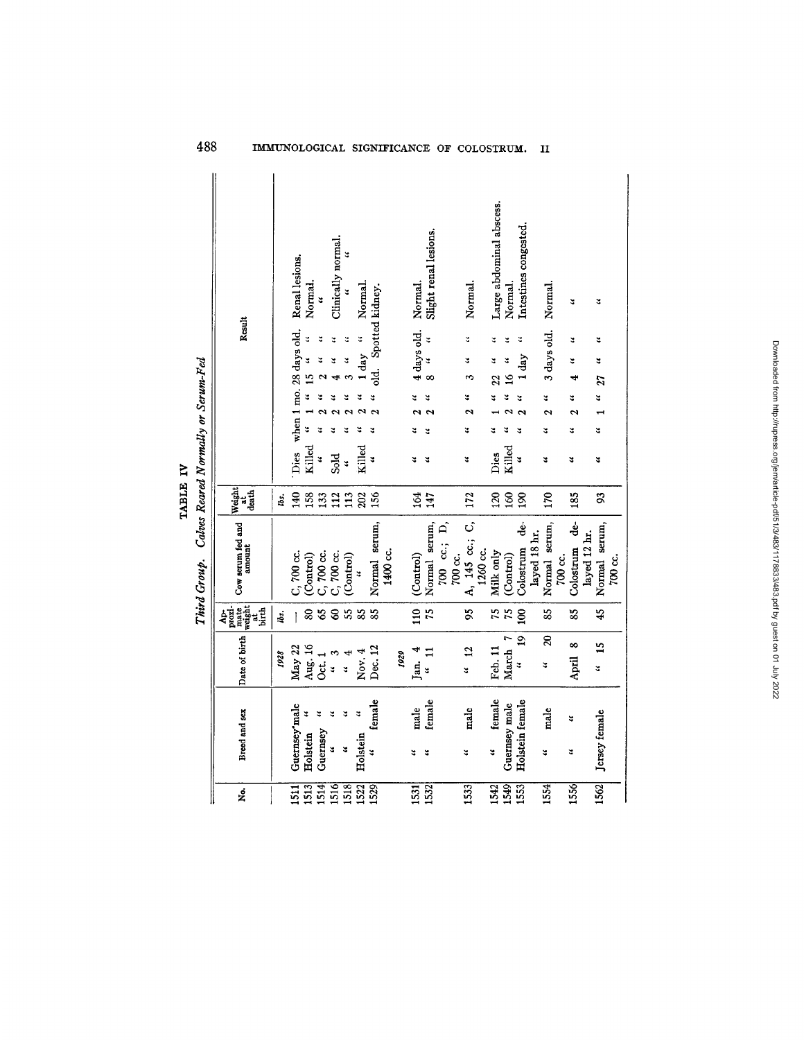TABLE IV

*Third Group. Calves Reared Normally or Serum-Fed*

| No. | Breed and sex | Date of birth | Approximate weight at birth | Cow serum fed and amount | Weight at death | Result |
|---|---|---|---|---|---|---|
| | | *1928* | *lbs.* | | *lbs.* | |
| 1511 | Guernsey male | May 22 | — | C, 700 cc. | 140 | Dies when 1 mo. 28 days old. Renal lesions. |
| 1513 | Holstein " | Aug. 16 | 80 | (Control) | 158 | Killed " 1 " 15 " " Normal. |
| 1514 | Guernsey " | Oct. 1 | 65 | C, 700 cc. | 133 | " " 2 " 2 " " " |
| 1516 | " " | " 3 | 60 | C, 700 cc. | 112 | Sold " 2 " 4 " " Clinically normal. |
| 1518 | " " | " 4 | 55 | (Control) | 113 | " " 2 " 3 " " " " |
| 1522 | Holstein " | Nov. 4 | 85 | " | 202 | Killed " 2 " 1 day " Normal. |
| 1529 | " female | Dec. 12 | 85 | Normal serum, 1400 cc. | 156 | " " 2 " old. Spotted kidney. |
| | | *1929* | | | | |
| 1531 | " male | Jan. 4 | 110 | (Control) | 164 | " " 2 " 4 days old. Normal. |
| 1532 | " female | " 11 | 75 | Normal serum, 700 cc.; D, 700 cc. | 147 | " " 2 " 8 " " Slight renal lesions. |
| 1533 | " male | " 12 | 95 | A, 145 cc.; C, 1260 cc. | 172 | " " 2 " 3 " " Normal. |
| 1542 | " female | Feb. 11 | 75 | Milk only | 120 | Dies " 1 " 22 " " Large abdominal abscess. |
| 1549 | Guernsey male | March 7 | 75 | (Control) | 160 | Killed " 2 " 16 " " Normal. |
| 1553 | Holstein female | " 19 | 100 | Colostrum delayed 18 hr. | 190 | " " 2 " 1 day " Intestines congested. |
| 1554 | " male | " 20 | 85 | Normal serum, 700 cc. | 170 | " " 2 " 3 days old. Normal. |
| 1556 | " " | April 8 | 85 | Colostrum delayed 12 hr. | 185 | " " 2 " 4 " " " |
| 1562 | Jersey female | " 15 | 45 | Normal serum, 700 cc. | 93 | " " 1 " 27 " " " |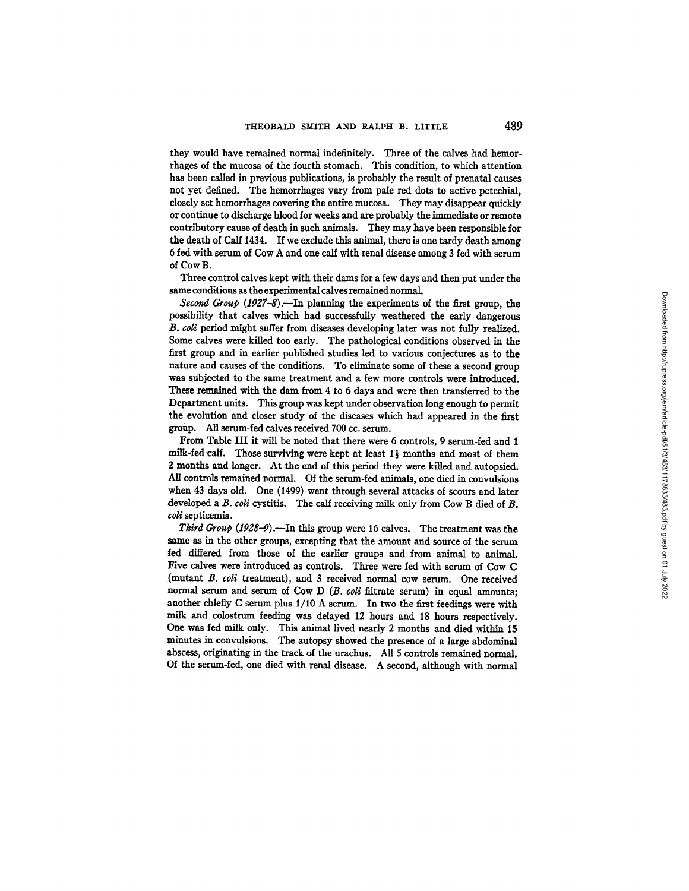they would have remained normal indefinitely. Three of the calves had hemorrhages of the mucosa of the fourth stomach. This condition, to which attention has been called in previous publications, is probably the result of prenatal causes not yet defined. The hemorrhages vary from pale red dots to active petechial, closely set hemorrhages covering the entire mucosa. They may disappear quickly or continue to discharge blood for weeks and are probably the immediate or remote contributory cause of death in such animals. They may have been responsible for the death of Calf 1434. If we exclude this animal, there is one tardy death among 6 fed with serum of Cow A and one calf with renal disease among 3 fed with serum of Cow B.

Three control calves kept with their dams for a few days and then put under the same conditions as the experimental calves remained normal.

*Second Group (1927–8)*.—In planning the experiments of the first group, the possibility that calves which had successfully weathered the early dangerous *B. coli* period might suffer from diseases developing later was not fully realized. Some calves were killed too early. The pathological conditions observed in the first group and in earlier published studies led to various conjectures as to the nature and causes of the conditions. To eliminate some of these a second group was subjected to the same treatment and a few more controls were introduced. These remained with the dam from 4 to 6 days and were then transferred to the Department units. This group was kept under observation long enough to permit the evolution and closer study of the diseases which had appeared in the first group. All serum-fed calves received 700 cc. serum.

From Table III it will be noted that there were 6 controls, 9 serum-fed and 1 milk-fed calf. Those surviving were kept at least 1½ months and most of them 2 months and longer. At the end of this period they were killed and autopsied. All controls remained normal. Of the serum-fed animals, one died in convulsions when 43 days old. One (1499) went through several attacks of scours and later developed a *B. coli* cystitis. The calf receiving milk only from Cow B died of *B. coli* septicemia.

*Third Group (1928–9)*.—In this group were 16 calves. The treatment was the same as in the other groups, excepting that the amount and source of the serum fed differed from those of the earlier groups and from animal to animal. Five calves were introduced as controls. Three were fed with serum of Cow C (mutant *B. coli* treatment), and 3 received normal cow serum. One received normal serum and serum of Cow D (*B. coli* filtrate serum) in equal amounts; another chiefly C serum plus 1/10 A serum. In two the first feedings were with milk and colostrum feeding was delayed 12 hours and 18 hours respectively. One was fed milk only. This animal lived nearly 2 months and died within 15 minutes in convulsions. The autopsy showed the presence of a large abdominal abscess, originating in the track of the urachus. All 5 controls remained normal. Of the serum-fed, one died with renal disease. A second, although with normal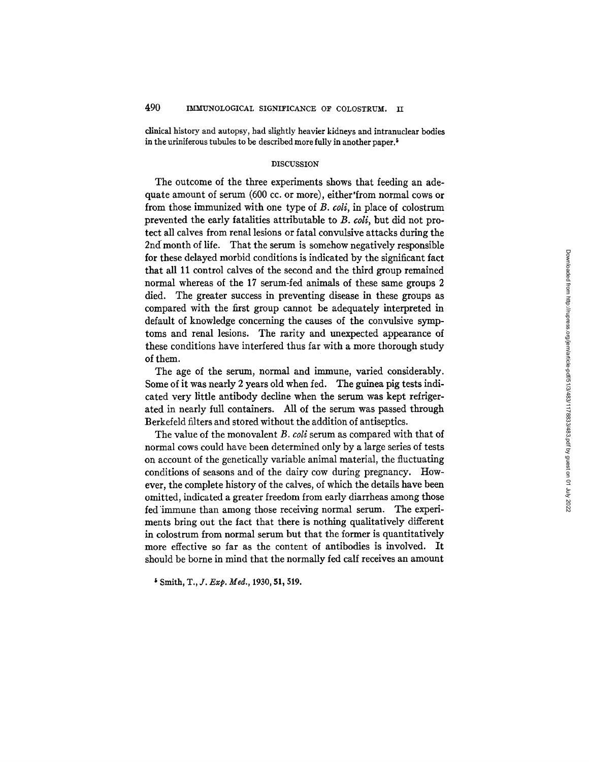clinical history and autopsy, had slightly heavier kidneys and intranuclear bodies in the uriniferous tubules to be described more fully in another paper.[5]

## DISCUSSION

The outcome of the three experiments shows that feeding an adequate amount of serum (600 cc. or more), either from normal cows or from those immunized with one type of *B. coli*, in place of colostrum prevented the early fatalities attributable to *B. coli*, but did not protect all calves from renal lesions or fatal convulsive attacks during the 2nd month of life. That the serum is somehow negatively responsible for these delayed morbid conditions is indicated by the significant fact that all 11 control calves of the second and the third group remained normal whereas of the 17 serum-fed animals of these same groups 2 died. The greater success in preventing disease in these groups as compared with the first group cannot be adequately interpreted in default of knowledge concerning the causes of the convulsive symptoms and renal lesions. The rarity and unexpected appearance of these conditions have interfered thus far with a more thorough study of them.

The age of the serum, normal and immune, varied considerably. Some of it was nearly 2 years old when fed. The guinea pig tests indicated very little antibody decline when the serum was kept refrigerated in nearly full containers. All of the serum was passed through Berkefeld filters and stored without the addition of antiseptics.

The value of the monovalent *B. coli* serum as compared with that of normal cows could have been determined only by a large series of tests on account of the genetically variable animal material, the fluctuating conditions of seasons and of the dairy cow during pregnancy. However, the complete history of the calves, of which the details have been omitted, indicated a greater freedom from early diarrheas among those fed immune than among those receiving normal serum. The experiments bring out the fact that there is nothing qualitatively different in colostrum from normal serum but that the former is quantitatively more effective so far as the content of antibodies is involved. It should be borne in mind that the normally fed calf receives an amount

[5] Smith, T., *J. Exp. Med.*, 1930, **51**, 519.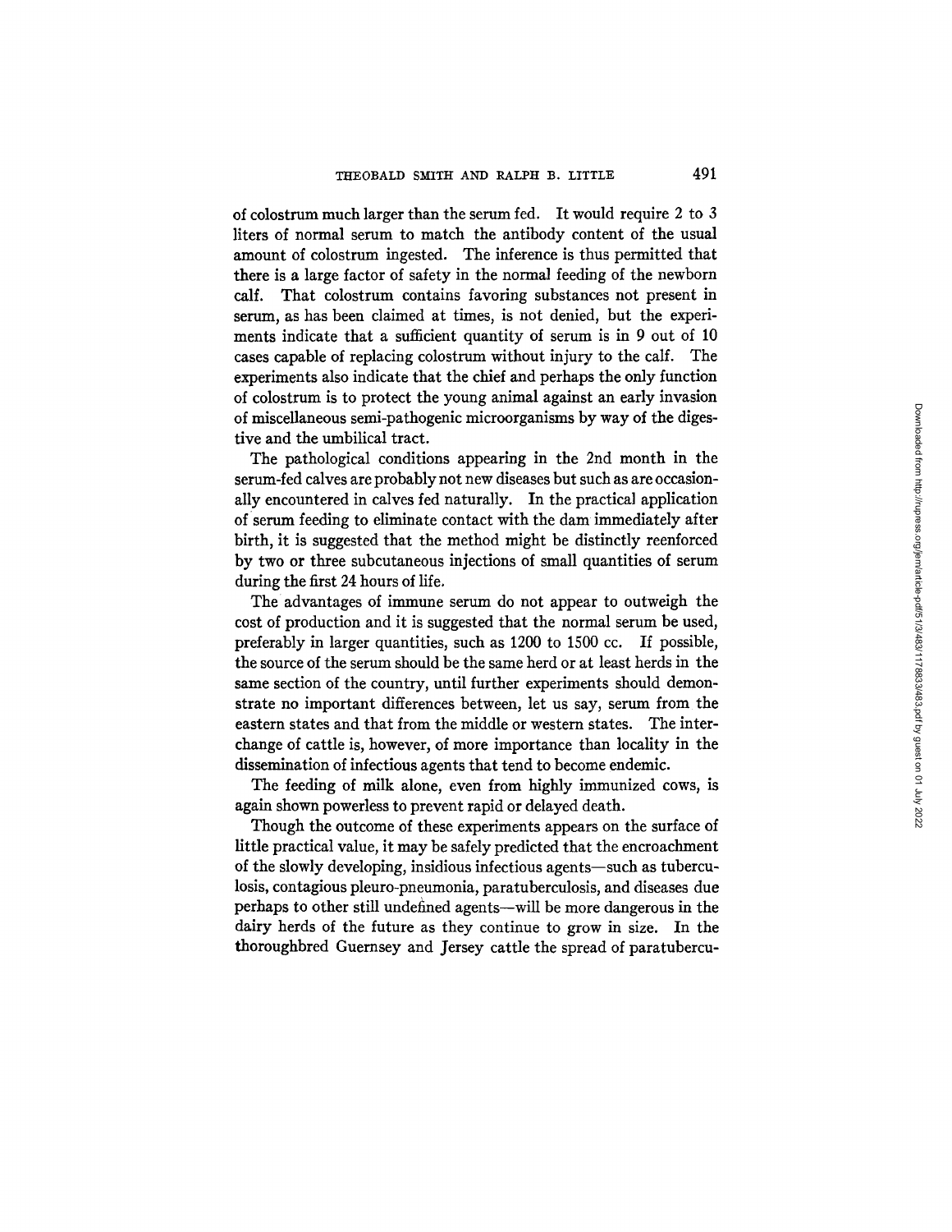of colostrum much larger than the serum fed. It would require 2 to 3 liters of normal serum to match the antibody content of the usual amount of colostrum ingested. The inference is thus permitted that there is a large factor of safety in the normal feeding of the newborn calf. That colostrum contains favoring substances not present in serum, as has been claimed at times, is not denied, but the experiments indicate that a sufficient quantity of serum is in 9 out of 10 cases capable of replacing colostrum without injury to the calf. The experiments also indicate that the chief and perhaps the only function of colostrum is to protect the young animal against an early invasion of miscellaneous semi-pathogenic microorganisms by way of the digestive and the umbilical tract.

The pathological conditions appearing in the 2nd month in the serum-fed calves are probably not new diseases but such as are occasionally encountered in calves fed naturally. In the practical application of serum feeding to eliminate contact with the dam immediately after birth, it is suggested that the method might be distinctly reenforced by two or three subcutaneous injections of small quantities of serum during the first 24 hours of life.

The advantages of immune serum do not appear to outweigh the cost of production and it is suggested that the normal serum be used, preferably in larger quantities, such as 1200 to 1500 cc. If possible, the source of the serum should be the same herd or at least herds in the same section of the country, until further experiments should demonstrate no important differences between, let us say, serum from the eastern states and that from the middle or western states. The interchange of cattle is, however, of more importance than locality in the dissemination of infectious agents that tend to become endemic.

The feeding of milk alone, even from highly immunized cows, is again shown powerless to prevent rapid or delayed death.

Though the outcome of these experiments appears on the surface of little practical value, it may be safely predicted that the encroachment of the slowly developing, insidious infectious agents—such as tuberculosis, contagious pleuro-pneumonia, paratuberculosis, and diseases due perhaps to other still undefined agents—will be more dangerous in the dairy herds of the future as they continue to grow in size. In the thoroughbred Guernsey and Jersey cattle the spread of paratubercu-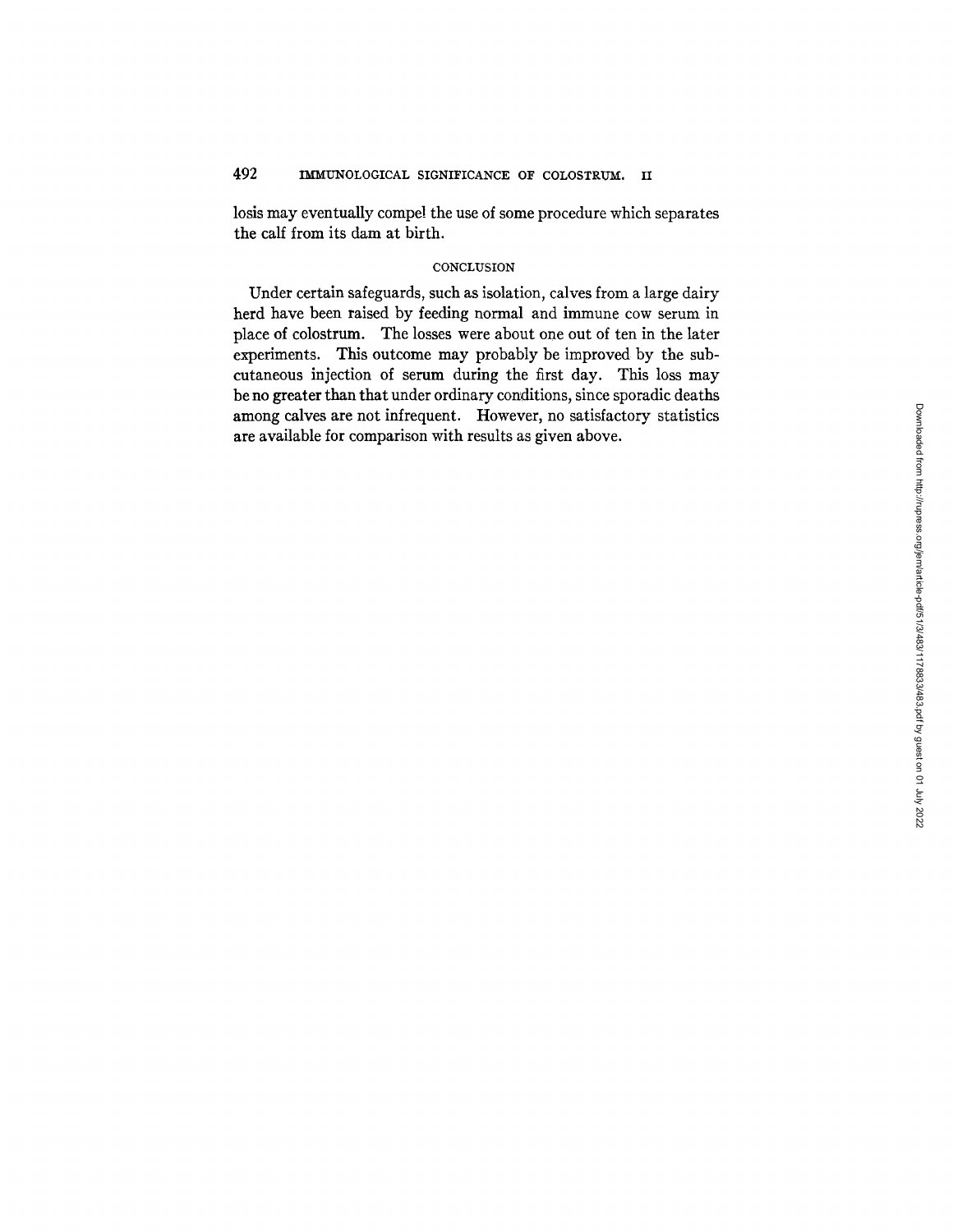losis may eventually compel the use of some procedure which separates the calf from its dam at birth.

## CONCLUSION

Under certain safeguards, such as isolation, calves from a large dairy herd have been raised by feeding normal and immune cow serum in place of colostrum. The losses were about one out of ten in the later experiments. This outcome may probably be improved by the subcutaneous injection of serum during the first day. This loss may be no greater than that under ordinary conditions, since sporadic deaths among calves are not infrequent. However, no satisfactory statistics are available for comparison with results as given above.